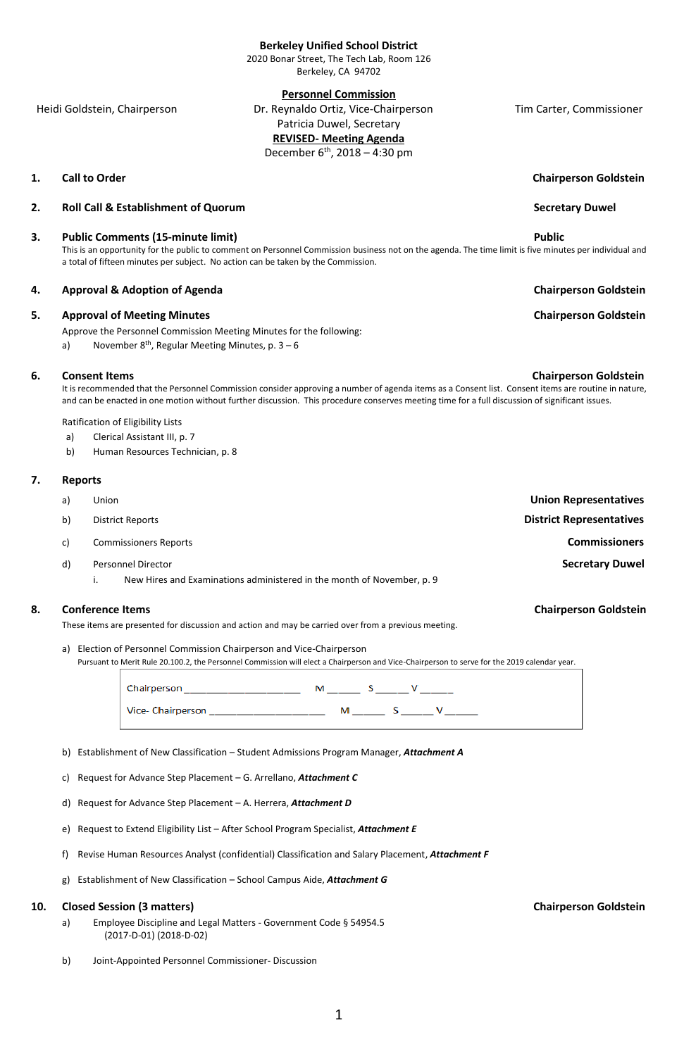**Berkeley Unified School District**
2020 Bonar Street, The Tech Lab, Room 126
Berkeley, CA 94702

**Personnel Commission**

Heidi Goldstein, Chairperson | Dr. Reynaldo Ortiz, Vice-Chairperson | Tim Carter, Commissioner
Patricia Duwel, Secretary

**REVISED- Meeting Agenda**
December 6th, 2018 – 4:30 pm

**1. Call to Order** — **Chairperson Goldstein**

**2. Roll Call & Establishment of Quorum** — **Secretary Duwel**

**3. Public Comments (15-minute limit)** — **Public**

This is an opportunity for the public to comment on Personnel Commission business not on the agenda. The time limit is five minutes per individual and a total of fifteen minutes per subject. No action can be taken by the Commission.

**4. Approval & Adoption of Agenda** — **Chairperson Goldstein**

**5. Approval of Meeting Minutes** — **Chairperson Goldstein**

Approve the Personnel Commission Meeting Minutes for the following:

a) November 8th, Regular Meeting Minutes, p. 3 – 6

**6. Consent Items** — **Chairperson Goldstein**

It is recommended that the Personnel Commission consider approving a number of agenda items as a Consent list. Consent items are routine in nature, and can be enacted in one motion without further discussion. This procedure conserves meeting time for a full discussion of significant issues.

Ratification of Eligibility Lists

a) Clerical Assistant III, p. 7
b) Human Resources Technician, p. 8

**7. Reports**

a) Union — **Union Representatives**
b) District Reports — **District Representatives**
c) Commissioners Reports — **Commissioners**
d) Personnel Director — **Secretary Duwel**
   i. New Hires and Examinations administered in the month of November, p. 9

**8. Conference Items** — **Chairperson Goldstein**

These items are presented for discussion and action and may be carried over from a previous meeting.

a) Election of Personnel Commission Chairperson and Vice-Chairperson
Pursuant to Merit Rule 20.100.2, the Personnel Commission will elect a Chairperson and Vice-Chairperson to serve for the 2019 calendar year.

Chairperson ______________________ M ______ S ______ V ______

Vice- Chairperson ______________________ M ______ S ______ V ______

b) Establishment of New Classification – Student Admissions Program Manager, ***Attachment A***

c) Request for Advance Step Placement – G. Arrellano, ***Attachment C***

d) Request for Advance Step Placement – A. Herrera, ***Attachment D***

e) Request to Extend Eligibility List – After School Program Specialist, ***Attachment E***

f) Revise Human Resources Analyst (confidential) Classification and Salary Placement, ***Attachment F***

g) Establishment of New Classification – School Campus Aide, ***Attachment G***

**10. Closed Session (3 matters)** — **Chairperson Goldstein**

a) Employee Discipline and Legal Matters - Government Code § 54954.5
(2017-D-01) (2018-D-02)

b) Joint-Appointed Personnel Commissioner- Discussion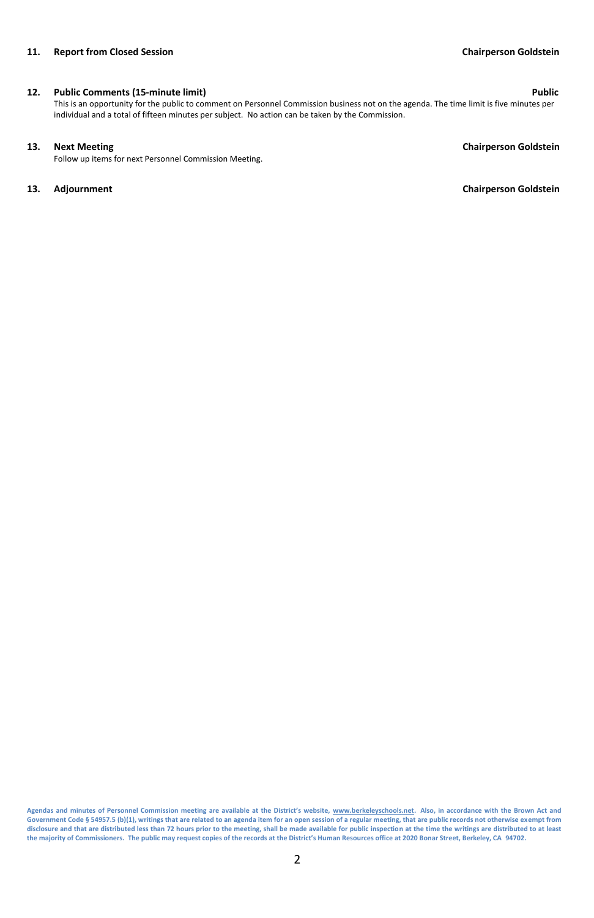**11. Report from Closed Session** **Chairperson Goldstein**

**12. Public Comments (15-minute limit)** **Public**

This is an opportunity for the public to comment on Personnel Commission business not on the agenda. The time limit is five minutes per individual and a total of fifteen minutes per subject. No action can be taken by the Commission.

**13. Next Meeting** **Chairperson Goldstein**

Follow up items for next Personnel Commission Meeting.

**13. Adjournment** **Chairperson Goldstein**

**Agendas and minutes of Personnel Commission meeting are available at the District's website, www.berkeleyschools.net. Also, in accordance with the Brown Act and Government Code § 54957.5 (b)(1), writings that are related to an agenda item for an open session of a regular meeting, that are public records not otherwise exempt from disclosure and that are distributed less than 72 hours prior to the meeting, shall be made available for public inspection at the time the writings are distributed to at least the majority of Commissioners. The public may request copies of the records at the District's Human Resources office at 2020 Bonar Street, Berkeley, CA 94702.**